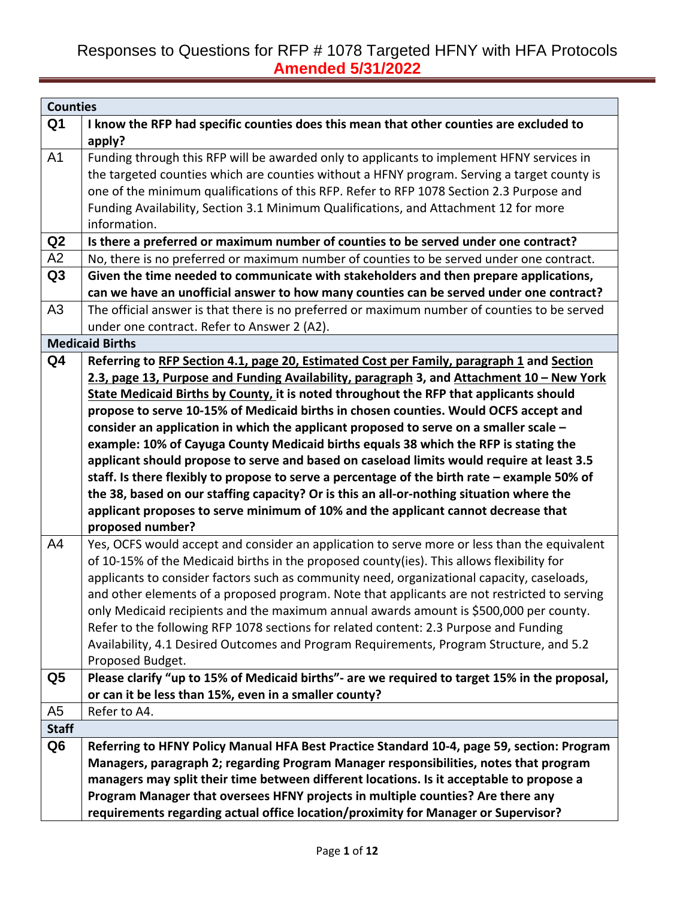# Responses to Questions for RFP # 1078 Targeted HFNY with HFA Protocols

**Amended 5/31/2022**

| **Counties** | |
|---|---|
| **Q1** | **I know the RFP had specific counties does this mean that other counties are excluded to apply?** |
| A1 | Funding through this RFP will be awarded only to applicants to implement HFNY services in the targeted counties which are counties without a HFNY program. Serving a target county is one of the minimum qualifications of this RFP. Refer to RFP 1078 Section 2.3 Purpose and Funding Availability, Section 3.1 Minimum Qualifications, and Attachment 12 for more information. |
| **Q2** | **Is there a preferred or maximum number of counties to be served under one contract?** |
| A2 | No, there is no preferred or maximum number of counties to be served under one contract. |
| **Q3** | **Given the time needed to communicate with stakeholders and then prepare applications, can we have an unofficial answer to how many counties can be served under one contract?** |
| A3 | The official answer is that there is no preferred or maximum number of counties to be served under one contract. Refer to Answer 2 (A2). |
| **Medicaid Births** | |
| **Q4** | **Referring to <u>RFP Section 4.1, page 20, Estimated Cost per Family, paragraph 1</u> and <u>Section 2.3, page 13, Purpose and Funding Availability, paragraph</u> 3, and <u>Attachment 10 – New York State Medicaid Births by County,</u> it is noted throughout the RFP that applicants should propose to serve 10-15% of Medicaid births in chosen counties. Would OCFS accept and consider an application in which the applicant proposed to serve on a smaller scale – example: 10% of Cayuga County Medicaid births equals 38 which the RFP is stating the applicant should propose to serve and based on caseload limits would require at least 3.5 staff. Is there flexibly to propose to serve a percentage of the birth rate – example 50% of the 38, based on our staffing capacity? Or is this an all-or-nothing situation where the applicant proposes to serve minimum of 10% and the applicant cannot decrease that proposed number?** |
| A4 | Yes, OCFS would accept and consider an application to serve more or less than the equivalent of 10-15% of the Medicaid births in the proposed county(ies). This allows flexibility for applicants to consider factors such as community need, organizational capacity, caseloads, and other elements of a proposed program. Note that applicants are not restricted to serving only Medicaid recipients and the maximum annual awards amount is $500,000 per county. Refer to the following RFP 1078 sections for related content: 2.3 Purpose and Funding Availability, 4.1 Desired Outcomes and Program Requirements, Program Structure, and 5.2 Proposed Budget. |
| **Q5** | **Please clarify "up to 15% of Medicaid births"- are we required to target 15% in the proposal, or can it be less than 15%, even in a smaller county?** |
| A5 | Refer to A4. |
| **Staff** | |
| **Q6** | **Referring to HFNY Policy Manual HFA Best Practice Standard 10-4, page 59, section: Program Managers, paragraph 2; regarding Program Manager responsibilities, notes that program managers may split their time between different locations. Is it acceptable to propose a Program Manager that oversees HFNY projects in multiple counties? Are there any requirements regarding actual office location/proximity for Manager or Supervisor?** |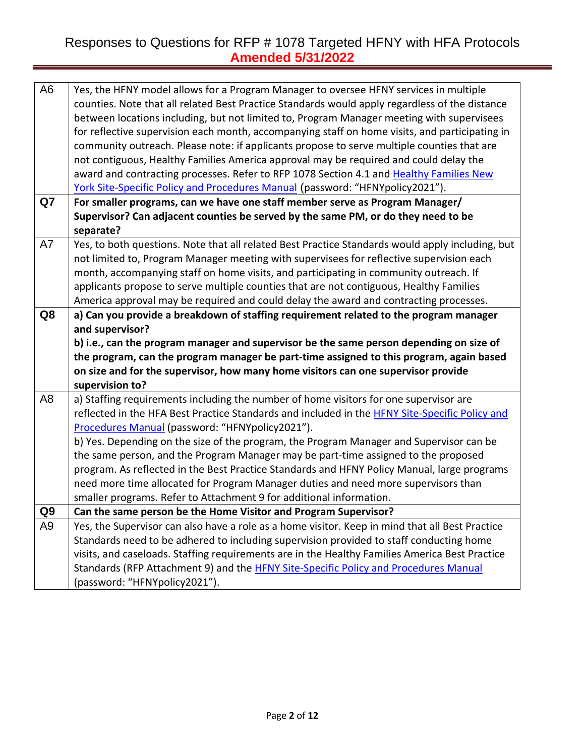| | |
|---|---|
| A6 | Yes, the HFNY model allows for a Program Manager to oversee HFNY services in multiple counties. Note that all related Best Practice Standards would apply regardless of the distance between locations including, but not limited to, Program Manager meeting with supervisees for reflective supervision each month, accompanying staff on home visits, and participating in community outreach. Please note: if applicants propose to serve multiple counties that are not contiguous, Healthy Families America approval may be required and could delay the award and contracting processes. Refer to RFP 1078 Section 4.1 and Healthy Families New York Site-Specific Policy and Procedures Manual (password: "HFNYpolicy2021"). |
| **Q7** | **For smaller programs, can we have one staff member serve as Program Manager/ Supervisor? Can adjacent counties be served by the same PM, or do they need to be separate?** |
| A7 | Yes, to both questions. Note that all related Best Practice Standards would apply including, but not limited to, Program Manager meeting with supervisees for reflective supervision each month, accompanying staff on home visits, and participating in community outreach. If applicants propose to serve multiple counties that are not contiguous, Healthy Families America approval may be required and could delay the award and contracting processes. |
| **Q8** | **a) Can you provide a breakdown of staffing requirement related to the program manager and supervisor?**<br>**b) i.e., can the program manager and supervisor be the same person depending on size of the program, can the program manager be part-time assigned to this program, again based on size and for the supervisor, how many home visitors can one supervisor provide supervision to?** |
| A8 | a) Staffing requirements including the number of home visitors for one supervisor are reflected in the HFA Best Practice Standards and included in the HFNY Site-Specific Policy and Procedures Manual (password: "HFNYpolicy2021").<br>b) Yes. Depending on the size of the program, the Program Manager and Supervisor can be the same person, and the Program Manager may be part-time assigned to the proposed program. As reflected in the Best Practice Standards and HFNY Policy Manual, large programs need more time allocated for Program Manager duties and need more supervisors than smaller programs. Refer to Attachment 9 for additional information. |
| **Q9** | **Can the same person be the Home Visitor and Program Supervisor?** |
| A9 | Yes, the Supervisor can also have a role as a home visitor. Keep in mind that all Best Practice Standards need to be adhered to including supervision provided to staff conducting home visits, and caseloads. Staffing requirements are in the Healthy Families America Best Practice Standards (RFP Attachment 9) and the HFNY Site-Specific Policy and Procedures Manual (password: "HFNYpolicy2021"). |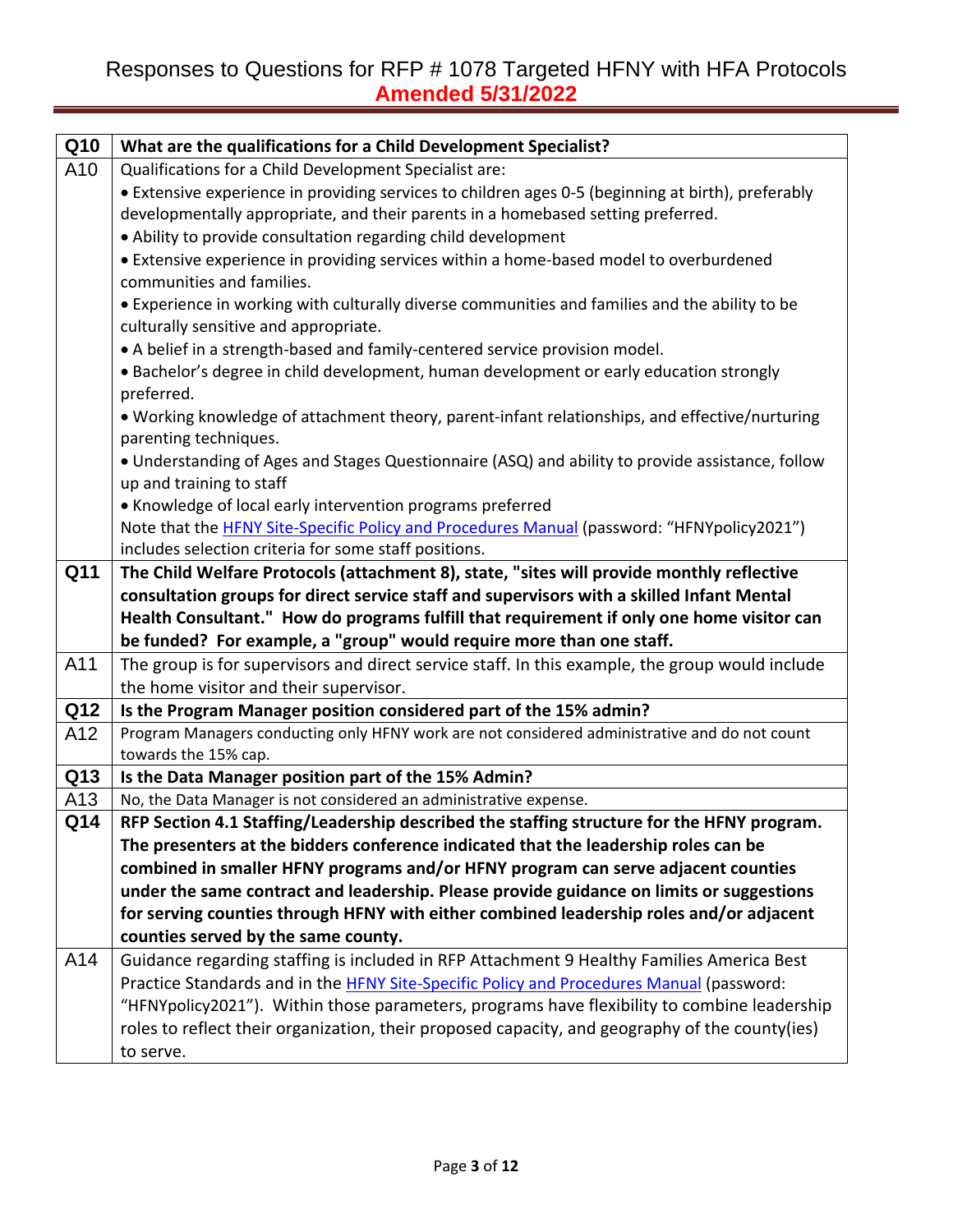# Responses to Questions for RFP # 1078 Targeted HFNY with HFA Protocols
**Amended 5/31/2022**

| | |
|---|---|
| **Q10** | **What are the qualifications for a Child Development Specialist?** |
| A10 | Qualifications for a Child Development Specialist are:<br>• Extensive experience in providing services to children ages 0-5 (beginning at birth), preferably developmentally appropriate, and their parents in a homebased setting preferred.<br>• Ability to provide consultation regarding child development<br>• Extensive experience in providing services within a home-based model to overburdened communities and families.<br>• Experience in working with culturally diverse communities and families and the ability to be culturally sensitive and appropriate.<br>• A belief in a strength-based and family-centered service provision model.<br>• Bachelor's degree in child development, human development or early education strongly preferred.<br>• Working knowledge of attachment theory, parent-infant relationships, and effective/nurturing parenting techniques.<br>• Understanding of Ages and Stages Questionnaire (ASQ) and ability to provide assistance, follow up and training to staff<br>• Knowledge of local early intervention programs preferred<br>Note that the HFNY Site-Specific Policy and Procedures Manual (password: "HFNYpolicy2021") includes selection criteria for some staff positions. |
| **Q11** | **The Child Welfare Protocols (attachment 8), state, "sites will provide monthly reflective consultation groups for direct service staff and supervisors with a skilled Infant Mental Health Consultant." How do programs fulfill that requirement if only one home visitor can be funded? For example, a "group" would require more than one staff.** |
| A11 | The group is for supervisors and direct service staff. In this example, the group would include the home visitor and their supervisor. |
| **Q12** | **Is the Program Manager position considered part of the 15% admin?** |
| A12 | Program Managers conducting only HFNY work are not considered administrative and do not count towards the 15% cap. |
| **Q13** | **Is the Data Manager position part of the 15% Admin?** |
| A13 | No, the Data Manager is not considered an administrative expense. |
| **Q14** | **RFP Section 4.1 Staffing/Leadership described the staffing structure for the HFNY program. The presenters at the bidders conference indicated that the leadership roles can be combined in smaller HFNY programs and/or HFNY program can serve adjacent counties under the same contract and leadership. Please provide guidance on limits or suggestions for serving counties through HFNY with either combined leadership roles and/or adjacent counties served by the same county.** |
| A14 | Guidance regarding staffing is included in RFP Attachment 9 Healthy Families America Best Practice Standards and in the HFNY Site-Specific Policy and Procedures Manual (password: "HFNYpolicy2021"). Within those parameters, programs have flexibility to combine leadership roles to reflect their organization, their proposed capacity, and geography of the county(ies) to serve. |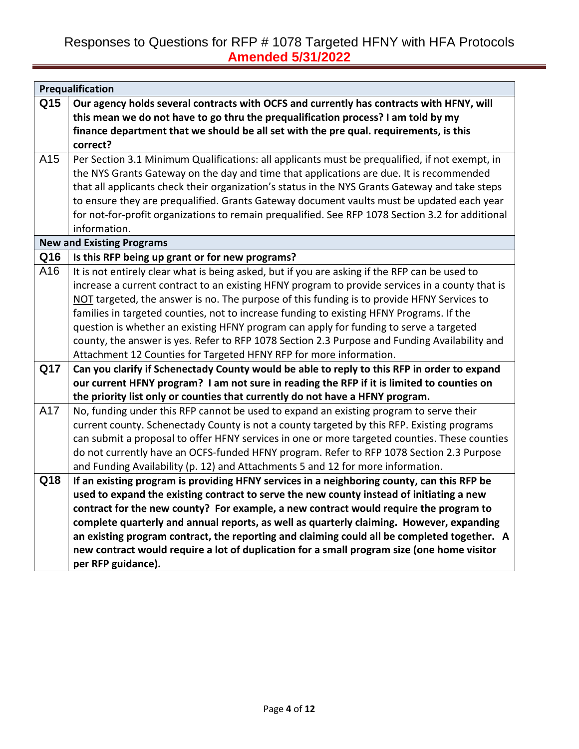# Responses to Questions for RFP # 1078 Targeted HFNY with HFA Protocols

**Amended 5/31/2022**

| **Prequalification** | |
|---|---|
| **Q15** | **Our agency holds several contracts with OCFS and currently has contracts with HFNY, will this mean we do not have to go thru the prequalification process? I am told by my finance department that we should be all set with the pre qual. requirements, is this correct?** |
| A15 | Per Section 3.1 Minimum Qualifications: all applicants must be prequalified, if not exempt, in the NYS Grants Gateway on the day and time that applications are due. It is recommended that all applicants check their organization's status in the NYS Grants Gateway and take steps to ensure they are prequalified. Grants Gateway document vaults must be updated each year for not-for-profit organizations to remain prequalified. See RFP 1078 Section 3.2 for additional information. |
| **New and Existing Programs** | |
| **Q16** | **Is this RFP being up grant or for new programs?** |
| A16 | It is not entirely clear what is being asked, but if you are asking if the RFP can be used to increase a current contract to an existing HFNY program to provide services in a county that is NOT targeted, the answer is no. The purpose of this funding is to provide HFNY Services to families in targeted counties, not to increase funding to existing HFNY Programs. If the question is whether an existing HFNY program can apply for funding to serve a targeted county, the answer is yes. Refer to RFP 1078 Section 2.3 Purpose and Funding Availability and Attachment 12 Counties for Targeted HFNY RFP for more information. |
| **Q17** | **Can you clarify if Schenectady County would be able to reply to this RFP in order to expand our current HFNY program? I am not sure in reading the RFP if it is limited to counties on the priority list only or counties that currently do not have a HFNY program.** |
| A17 | No, funding under this RFP cannot be used to expand an existing program to serve their current county. Schenectady County is not a county targeted by this RFP. Existing programs can submit a proposal to offer HFNY services in one or more targeted counties. These counties do not currently have an OCFS-funded HFNY program. Refer to RFP 1078 Section 2.3 Purpose and Funding Availability (p. 12) and Attachments 5 and 12 for more information. |
| **Q18** | **If an existing program is providing HFNY services in a neighboring county, can this RFP be used to expand the existing contract to serve the new county instead of initiating a new contract for the new county? For example, a new contract would require the program to complete quarterly and annual reports, as well as quarterly claiming. However, expanding an existing program contract, the reporting and claiming could all be completed together. A new contract would require a lot of duplication for a small program size (one home visitor per RFP guidance).** |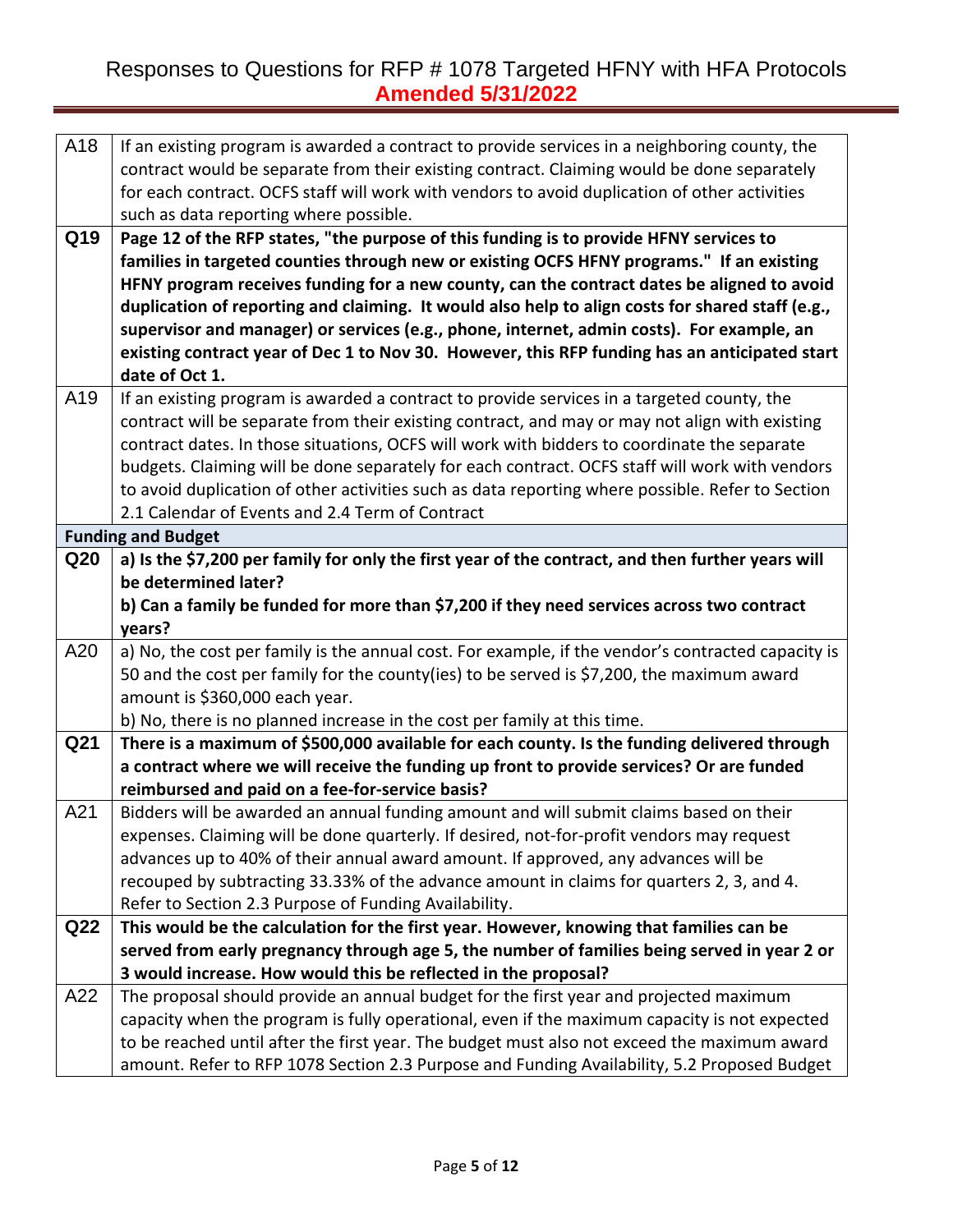| | |
|---|---|
| A18 | If an existing program is awarded a contract to provide services in a neighboring county, the contract would be separate from their existing contract. Claiming would be done separately for each contract. OCFS staff will work with vendors to avoid duplication of other activities such as data reporting where possible. |
| **Q19** | **Page 12 of the RFP states, "the purpose of this funding is to provide HFNY services to families in targeted counties through new or existing OCFS HFNY programs." If an existing HFNY program receives funding for a new county, can the contract dates be aligned to avoid duplication of reporting and claiming. It would also help to align costs for shared staff (e.g., supervisor and manager) or services (e.g., phone, internet, admin costs). For example, an existing contract year of Dec 1 to Nov 30. However, this RFP funding has an anticipated start date of Oct 1.** |
| A19 | If an existing program is awarded a contract to provide services in a targeted county, the contract will be separate from their existing contract, and may or may not align with existing contract dates. In those situations, OCFS will work with bidders to coordinate the separate budgets. Claiming will be done separately for each contract. OCFS staff will work with vendors to avoid duplication of other activities such as data reporting where possible. Refer to Section 2.1 Calendar of Events and 2.4 Term of Contract |
| **Funding and Budget** | |
| **Q20** | **a) Is the $7,200 per family for only the first year of the contract, and then further years will be determined later?**<br>**b) Can a family be funded for more than $7,200 if they need services across two contract years?** |
| A20 | a) No, the cost per family is the annual cost. For example, if the vendor's contracted capacity is 50 and the cost per family for the county(ies) to be served is $7,200, the maximum award amount is $360,000 each year.<br>b) No, there is no planned increase in the cost per family at this time. |
| **Q21** | **There is a maximum of $500,000 available for each county. Is the funding delivered through a contract where we will receive the funding up front to provide services? Or are funded reimbursed and paid on a fee-for-service basis?** |
| A21 | Bidders will be awarded an annual funding amount and will submit claims based on their expenses. Claiming will be done quarterly. If desired, not-for-profit vendors may request advances up to 40% of their annual award amount. If approved, any advances will be recouped by subtracting 33.33% of the advance amount in claims for quarters 2, 3, and 4. Refer to Section 2.3 Purpose of Funding Availability. |
| **Q22** | **This would be the calculation for the first year. However, knowing that families can be served from early pregnancy through age 5, the number of families being served in year 2 or 3 would increase. How would this be reflected in the proposal?** |
| A22 | The proposal should provide an annual budget for the first year and projected maximum capacity when the program is fully operational, even if the maximum capacity is not expected to be reached until after the first year. The budget must also not exceed the maximum award amount. Refer to RFP 1078 Section 2.3 Purpose and Funding Availability, 5.2 Proposed Budget |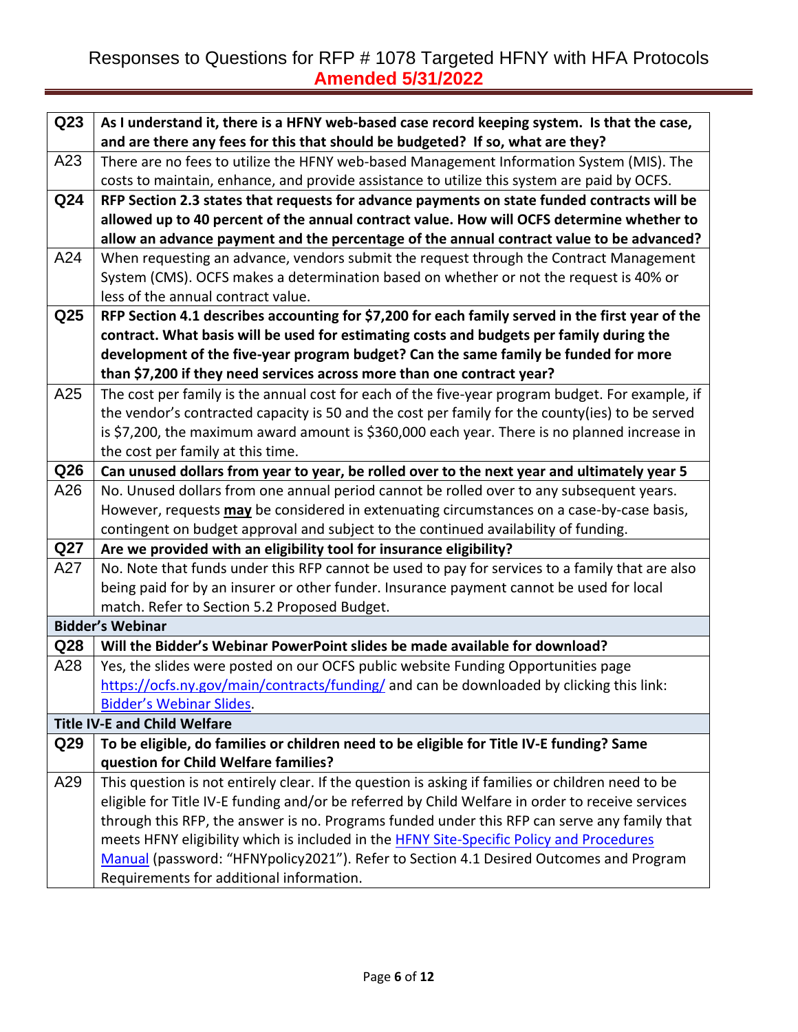| | |
|---|---|
| **Q23** | **As I understand it, there is a HFNY web-based case record keeping system. Is that the case, and are there any fees for this that should be budgeted? If so, what are they?** |
| A23 | There are no fees to utilize the HFNY web-based Management Information System (MIS). The costs to maintain, enhance, and provide assistance to utilize this system are paid by OCFS. |
| **Q24** | **RFP Section 2.3 states that requests for advance payments on state funded contracts will be allowed up to 40 percent of the annual contract value. How will OCFS determine whether to allow an advance payment and the percentage of the annual contract value to be advanced?** |
| A24 | When requesting an advance, vendors submit the request through the Contract Management System (CMS). OCFS makes a determination based on whether or not the request is 40% or less of the annual contract value. |
| **Q25** | **RFP Section 4.1 describes accounting for $7,200 for each family served in the first year of the contract. What basis will be used for estimating costs and budgets per family during the development of the five-year program budget? Can the same family be funded for more than $7,200 if they need services across more than one contract year?** |
| A25 | The cost per family is the annual cost for each of the five-year program budget. For example, if the vendor's contracted capacity is 50 and the cost per family for the county(ies) to be served is $7,200, the maximum award amount is $360,000 each year. There is no planned increase in the cost per family at this time. |
| **Q26** | **Can unused dollars from year to year, be rolled over to the next year and ultimately year 5** |
| A26 | No. Unused dollars from one annual period cannot be rolled over to any subsequent years. However, requests **may** be considered in extenuating circumstances on a case-by-case basis, contingent on budget approval and subject to the continued availability of funding. |
| **Q27** | **Are we provided with an eligibility tool for insurance eligibility?** |
| A27 | No. Note that funds under this RFP cannot be used to pay for services to a family that are also being paid for by an insurer or other funder. Insurance payment cannot be used for local match. Refer to Section 5.2 Proposed Budget. |
| **Bidder's Webinar** | |
| **Q28** | **Will the Bidder's Webinar PowerPoint slides be made available for download?** |
| A28 | Yes, the slides were posted on our OCFS public website Funding Opportunities page https://ocfs.ny.gov/main/contracts/funding/ and can be downloaded by clicking this link: Bidder's Webinar Slides. |
| **Title IV-E and Child Welfare** | |
| **Q29** | **To be eligible, do families or children need to be eligible for Title IV-E funding? Same question for Child Welfare families?** |
| A29 | This question is not entirely clear. If the question is asking if families or children need to be eligible for Title IV-E funding and/or be referred by Child Welfare in order to receive services through this RFP, the answer is no. Programs funded under this RFP can serve any family that meets HFNY eligibility which is included in the HFNY Site-Specific Policy and Procedures Manual (password: "HFNYpolicy2021"). Refer to Section 4.1 Desired Outcomes and Program Requirements for additional information. |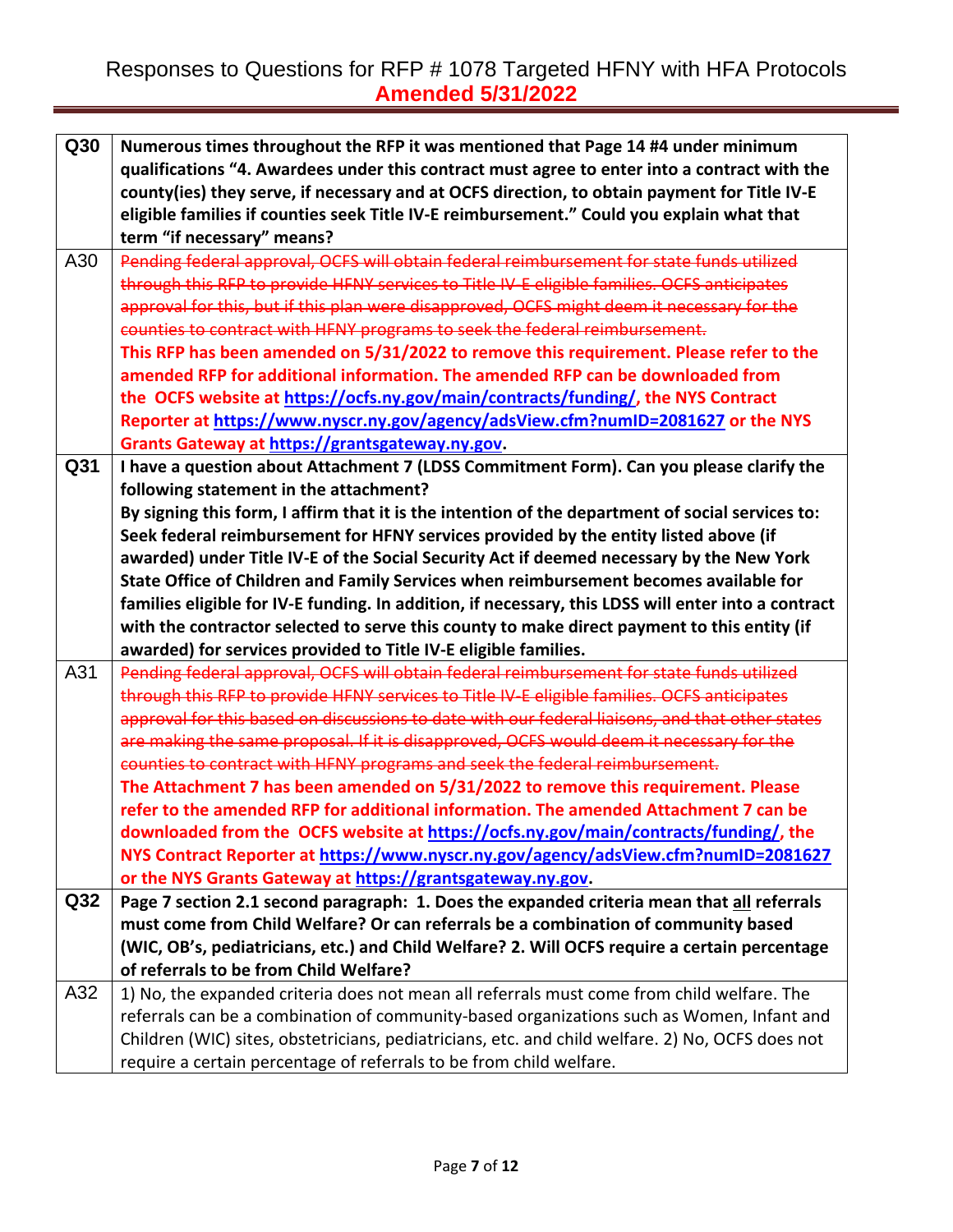# Responses to Questions for RFP # 1078 Targeted HFNY with HFA Protocols
## Amended 5/31/2022

| | |
|---|---|
| **Q30** | **Numerous times throughout the RFP it was mentioned that Page 14 #4 under minimum qualifications "4. Awardees under this contract must agree to enter into a contract with the county(ies) they serve, if necessary and at OCFS direction, to obtain payment for Title IV-E eligible families if counties seek Title IV-E reimbursement." Could you explain what that term "if necessary" means?** |
| A30 | ~~Pending federal approval, OCFS will obtain federal reimbursement for state funds utilized through this RFP to provide HFNY services to Title IV-E eligible families. OCFS anticipates approval for this, but if this plan were disapproved, OCFS might deem it necessary for the counties to contract with HFNY programs to seek the federal reimbursement.~~ **This RFP has been amended on 5/31/2022 to remove this requirement. Please refer to the amended RFP for additional information. The amended RFP can be downloaded from the OCFS website at https://ocfs.ny.gov/main/contracts/funding/, the NYS Contract Reporter at https://www.nyscr.ny.gov/agency/adsView.cfm?numID=2081627 or the NYS Grants Gateway at https://grantsgateway.ny.gov.** |
| **Q31** | **I have a question about Attachment 7 (LDSS Commitment Form). Can you please clarify the following statement in the attachment? By signing this form, I affirm that it is the intention of the department of social services to: Seek federal reimbursement for HFNY services provided by the entity listed above (if awarded) under Title IV-E of the Social Security Act if deemed necessary by the New York State Office of Children and Family Services when reimbursement becomes available for families eligible for IV-E funding. In addition, if necessary, this LDSS will enter into a contract with the contractor selected to serve this county to make direct payment to this entity (if awarded) for services provided to Title IV-E eligible families.** |
| A31 | ~~Pending federal approval, OCFS will obtain federal reimbursement for state funds utilized through this RFP to provide HFNY services to Title IV-E eligible families. OCFS anticipates approval for this based on discussions to date with our federal liaisons, and that other states are making the same proposal. If it is disapproved, OCFS would deem it necessary for the counties to contract with HFNY programs and seek the federal reimbursement.~~ **The Attachment 7 has been amended on 5/31/2022 to remove this requirement. Please refer to the amended RFP for additional information. The amended Attachment 7 can be downloaded from the OCFS website at https://ocfs.ny.gov/main/contracts/funding/, the NYS Contract Reporter at https://www.nyscr.ny.gov/agency/adsView.cfm?numID=2081627 or the NYS Grants Gateway at https://grantsgateway.ny.gov.** |
| **Q32** | **Page 7 section 2.1 second paragraph: 1. Does the expanded criteria mean that all referrals must come from Child Welfare? Or can referrals be a combination of community based (WIC, OB's, pediatricians, etc.) and Child Welfare? 2. Will OCFS require a certain percentage of referrals to be from Child Welfare?** |
| A32 | 1) No, the expanded criteria does not mean all referrals must come from child welfare. The referrals can be a combination of community-based organizations such as Women, Infant and Children (WIC) sites, obstetricians, pediatricians, etc. and child welfare. 2) No, OCFS does not require a certain percentage of referrals to be from child welfare. |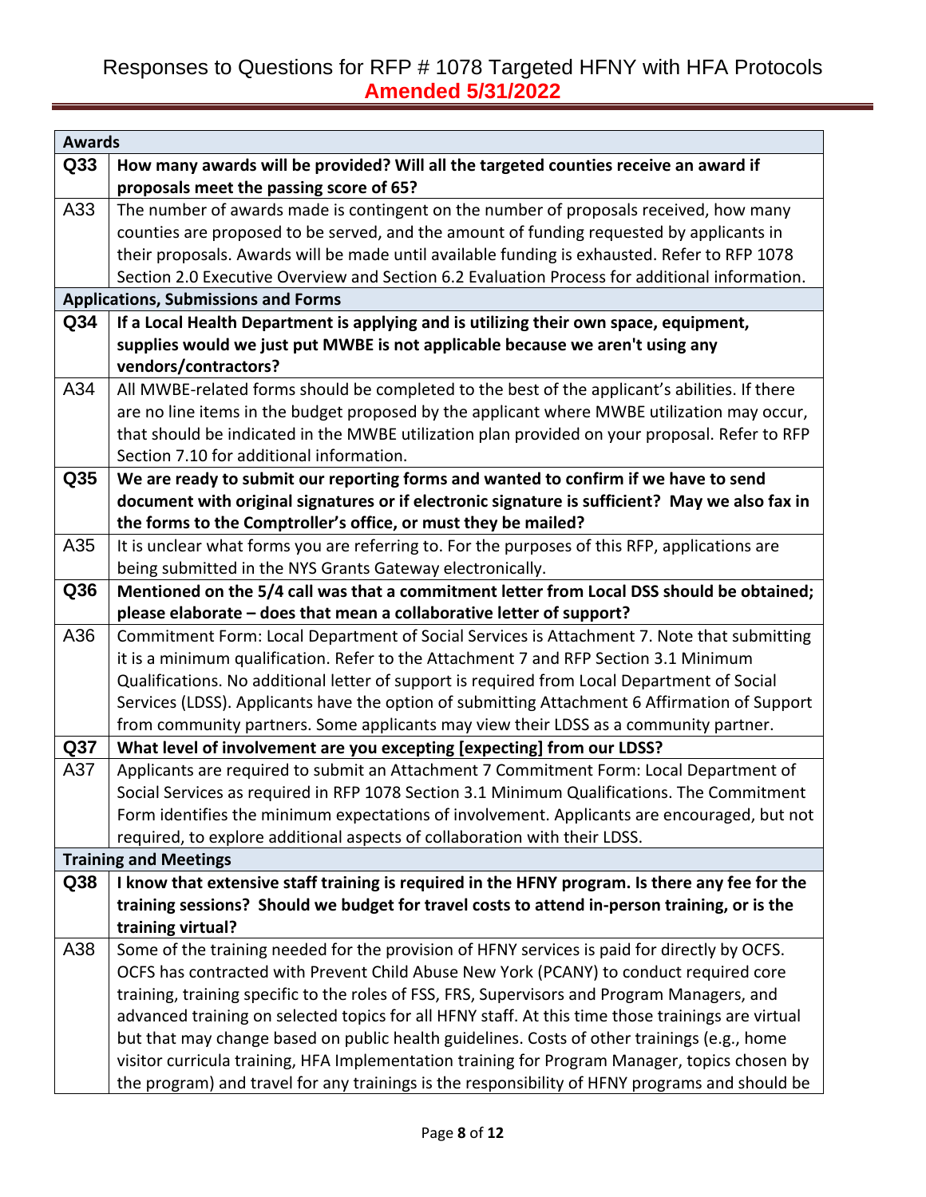# Responses to Questions for RFP # 1078 Targeted HFNY with HFA Protocols

**Amended 5/31/2022**

| **Awards** | |
|---|---|
| **Q33** | **How many awards will be provided? Will all the targeted counties receive an award if proposals meet the passing score of 65?** |
| A33 | The number of awards made is contingent on the number of proposals received, how many counties are proposed to be served, and the amount of funding requested by applicants in their proposals. Awards will be made until available funding is exhausted. Refer to RFP 1078 Section 2.0 Executive Overview and Section 6.2 Evaluation Process for additional information. |
| **Applications, Submissions and Forms** | |
| **Q34** | **If a Local Health Department is applying and is utilizing their own space, equipment, supplies would we just put MWBE is not applicable because we aren't using any vendors/contractors?** |
| A34 | All MWBE-related forms should be completed to the best of the applicant's abilities. If there are no line items in the budget proposed by the applicant where MWBE utilization may occur, that should be indicated in the MWBE utilization plan provided on your proposal. Refer to RFP Section 7.10 for additional information. |
| **Q35** | **We are ready to submit our reporting forms and wanted to confirm if we have to send document with original signatures or if electronic signature is sufficient? May we also fax in the forms to the Comptroller's office, or must they be mailed?** |
| A35 | It is unclear what forms you are referring to. For the purposes of this RFP, applications are being submitted in the NYS Grants Gateway electronically. |
| **Q36** | **Mentioned on the 5/4 call was that a commitment letter from Local DSS should be obtained; please elaborate – does that mean a collaborative letter of support?** |
| A36 | Commitment Form: Local Department of Social Services is Attachment 7. Note that submitting it is a minimum qualification. Refer to the Attachment 7 and RFP Section 3.1 Minimum Qualifications. No additional letter of support is required from Local Department of Social Services (LDSS). Applicants have the option of submitting Attachment 6 Affirmation of Support from community partners. Some applicants may view their LDSS as a community partner. |
| **Q37** | **What level of involvement are you excepting [expecting] from our LDSS?** |
| A37 | Applicants are required to submit an Attachment 7 Commitment Form: Local Department of Social Services as required in RFP 1078 Section 3.1 Minimum Qualifications. The Commitment Form identifies the minimum expectations of involvement. Applicants are encouraged, but not required, to explore additional aspects of collaboration with their LDSS. |
| **Training and Meetings** | |
| **Q38** | **I know that extensive staff training is required in the HFNY program. Is there any fee for the training sessions? Should we budget for travel costs to attend in-person training, or is the training virtual?** |
| A38 | Some of the training needed for the provision of HFNY services is paid for directly by OCFS. OCFS has contracted with Prevent Child Abuse New York (PCANY) to conduct required core training, training specific to the roles of FSS, FRS, Supervisors and Program Managers, and advanced training on selected topics for all HFNY staff. At this time those trainings are virtual but that may change based on public health guidelines. Costs of other trainings (e.g., home visitor curricula training, HFA Implementation training for Program Manager, topics chosen by the program) and travel for any trainings is the responsibility of HFNY programs and should be |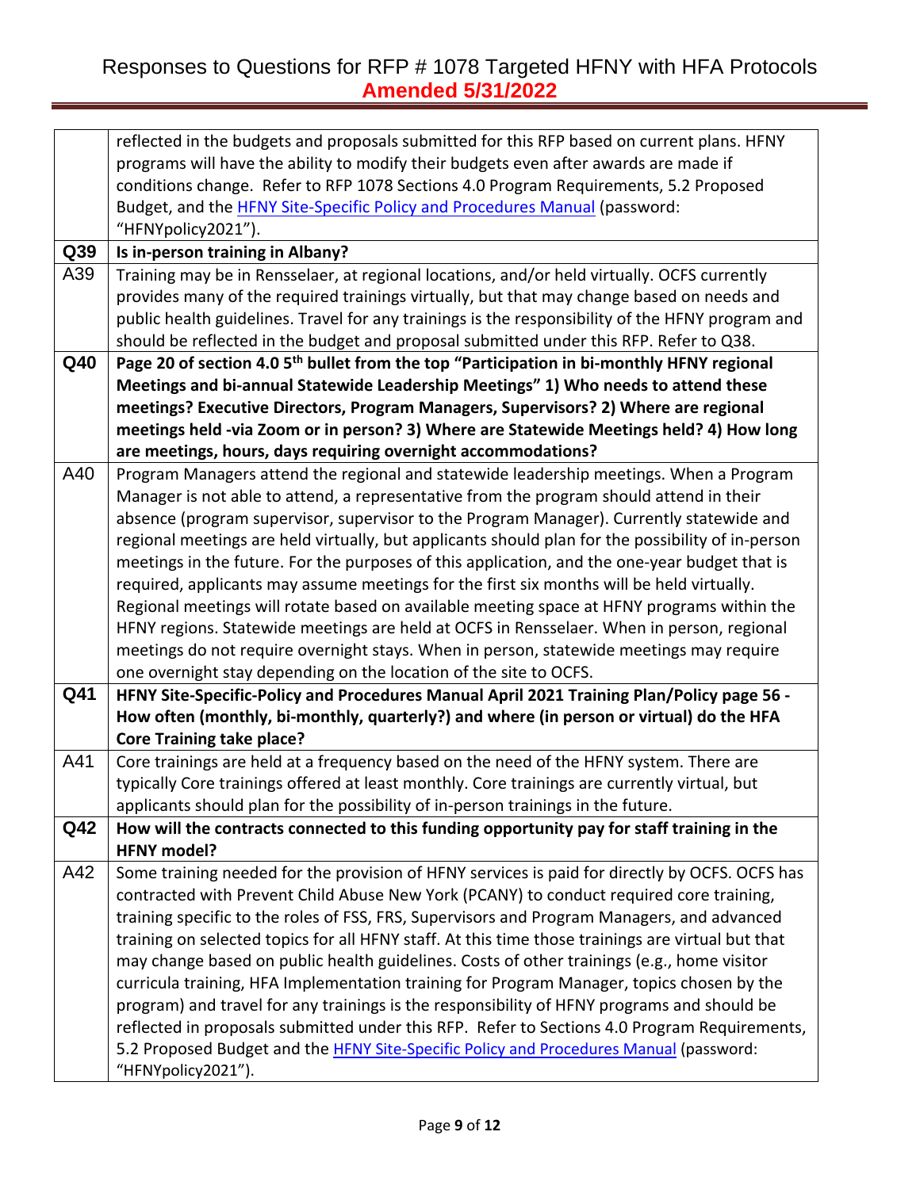| | |
|---|---|
| | reflected in the budgets and proposals submitted for this RFP based on current plans. HFNY programs will have the ability to modify their budgets even after awards are made if conditions change. Refer to RFP 1078 Sections 4.0 Program Requirements, 5.2 Proposed Budget, and the HFNY Site-Specific Policy and Procedures Manual (password: "HFNYpolicy2021"). |
| **Q39** | **Is in-person training in Albany?** |
| A39 | Training may be in Rensselaer, at regional locations, and/or held virtually. OCFS currently provides many of the required trainings virtually, but that may change based on needs and public health guidelines. Travel for any trainings is the responsibility of the HFNY program and should be reflected in the budget and proposal submitted under this RFP. Refer to Q38. |
| **Q40** | **Page 20 of section 4.0 5th bullet from the top "Participation in bi-monthly HFNY regional Meetings and bi-annual Statewide Leadership Meetings" 1) Who needs to attend these meetings? Executive Directors, Program Managers, Supervisors? 2) Where are regional meetings held -via Zoom or in person? 3) Where are Statewide Meetings held? 4) How long are meetings, hours, days requiring overnight accommodations?** |
| A40 | Program Managers attend the regional and statewide leadership meetings. When a Program Manager is not able to attend, a representative from the program should attend in their absence (program supervisor, supervisor to the Program Manager). Currently statewide and regional meetings are held virtually, but applicants should plan for the possibility of in-person meetings in the future. For the purposes of this application, and the one-year budget that is required, applicants may assume meetings for the first six months will be held virtually. Regional meetings will rotate based on available meeting space at HFNY programs within the HFNY regions. Statewide meetings are held at OCFS in Rensselaer. When in person, regional meetings do not require overnight stays. When in person, statewide meetings may require one overnight stay depending on the location of the site to OCFS. |
| **Q41** | **HFNY Site-Specific-Policy and Procedures Manual April 2021 Training Plan/Policy page 56 - How often (monthly, bi-monthly, quarterly?) and where (in person or virtual) do the HFA Core Training take place?** |
| A41 | Core trainings are held at a frequency based on the need of the HFNY system. There are typically Core trainings offered at least monthly. Core trainings are currently virtual, but applicants should plan for the possibility of in-person trainings in the future. |
| **Q42** | **How will the contracts connected to this funding opportunity pay for staff training in the HFNY model?** |
| A42 | Some training needed for the provision of HFNY services is paid for directly by OCFS. OCFS has contracted with Prevent Child Abuse New York (PCANY) to conduct required core training, training specific to the roles of FSS, FRS, Supervisors and Program Managers, and advanced training on selected topics for all HFNY staff. At this time those trainings are virtual but that may change based on public health guidelines. Costs of other trainings (e.g., home visitor curricula training, HFA Implementation training for Program Manager, topics chosen by the program) and travel for any trainings is the responsibility of HFNY programs and should be reflected in proposals submitted under this RFP. Refer to Sections 4.0 Program Requirements, 5.2 Proposed Budget and the HFNY Site-Specific Policy and Procedures Manual (password: "HFNYpolicy2021"). |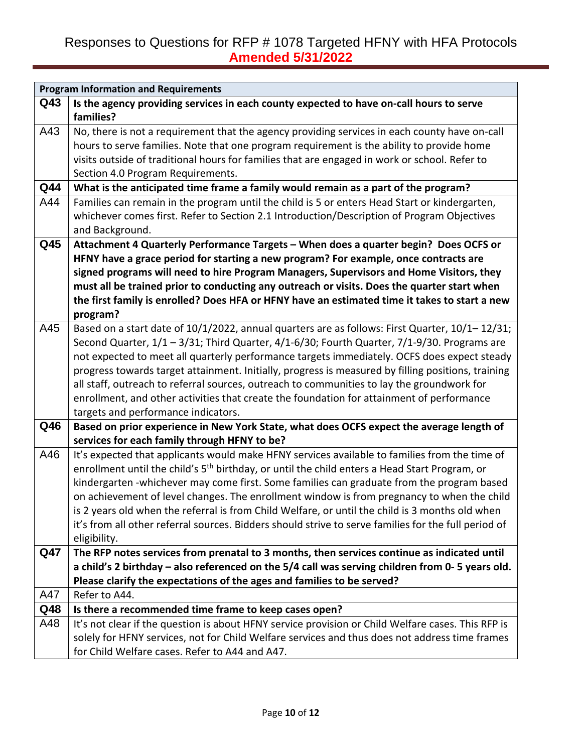# Responses to Questions for RFP # 1078 Targeted HFNY with HFA Protocols

**Amended 5/31/2022**

| Program Information and Requirements | |
|---|---|
| **Q43** | **Is the agency providing services in each county expected to have on-call hours to serve families?** |
| A43 | No, there is not a requirement that the agency providing services in each county have on-call hours to serve families. Note that one program requirement is the ability to provide home visits outside of traditional hours for families that are engaged in work or school. Refer to Section 4.0 Program Requirements. |
| **Q44** | **What is the anticipated time frame a family would remain as a part of the program?** |
| A44 | Families can remain in the program until the child is 5 or enters Head Start or kindergarten, whichever comes first. Refer to Section 2.1 Introduction/Description of Program Objectives and Background. |
| **Q45** | **Attachment 4 Quarterly Performance Targets – When does a quarter begin? Does OCFS or HFNY have a grace period for starting a new program? For example, once contracts are signed programs will need to hire Program Managers, Supervisors and Home Visitors, they must all be trained prior to conducting any outreach or visits. Does the quarter start when the first family is enrolled? Does HFA or HFNY have an estimated time it takes to start a new program?** |
| A45 | Based on a start date of 10/1/2022, annual quarters are as follows: First Quarter, 10/1– 12/31; Second Quarter, 1/1 – 3/31; Third Quarter, 4/1-6/30; Fourth Quarter, 7/1-9/30. Programs are not expected to meet all quarterly performance targets immediately. OCFS does expect steady progress towards target attainment. Initially, progress is measured by filling positions, training all staff, outreach to referral sources, outreach to communities to lay the groundwork for enrollment, and other activities that create the foundation for attainment of performance targets and performance indicators. |
| **Q46** | **Based on prior experience in New York State, what does OCFS expect the average length of services for each family through HFNY to be?** |
| A46 | It's expected that applicants would make HFNY services available to families from the time of enrollment until the child's 5th birthday, or until the child enters a Head Start Program, or kindergarten -whichever may come first. Some families can graduate from the program based on achievement of level changes. The enrollment window is from pregnancy to when the child is 2 years old when the referral is from Child Welfare, or until the child is 3 months old when it's from all other referral sources. Bidders should strive to serve families for the full period of eligibility. |
| **Q47** | **The RFP notes services from prenatal to 3 months, then services continue as indicated until a child's 2 birthday – also referenced on the 5/4 call was serving children from 0- 5 years old. Please clarify the expectations of the ages and families to be served?** |
| A47 | Refer to A44. |
| **Q48** | **Is there a recommended time frame to keep cases open?** |
| A48 | It's not clear if the question is about HFNY service provision or Child Welfare cases. This RFP is solely for HFNY services, not for Child Welfare services and thus does not address time frames for Child Welfare cases. Refer to A44 and A47. |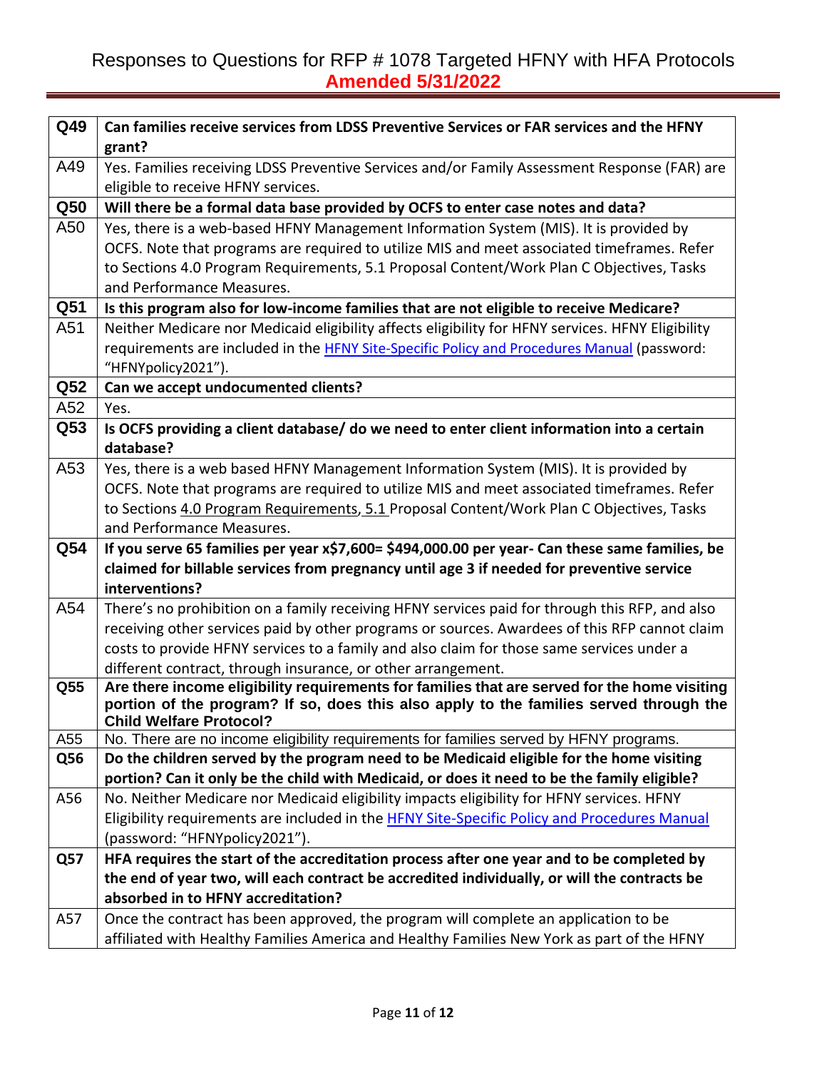Responses to Questions for RFP # 1078 Targeted HFNY with HFA Protocols
**Amended 5/31/2022**

| | |
|---|---|
| **Q49** | **Can families receive services from LDSS Preventive Services or FAR services and the HFNY grant?** |
| A49 | Yes. Families receiving LDSS Preventive Services and/or Family Assessment Response (FAR) are eligible to receive HFNY services. |
| **Q50** | **Will there be a formal data base provided by OCFS to enter case notes and data?** |
| A50 | Yes, there is a web-based HFNY Management Information System (MIS). It is provided by OCFS. Note that programs are required to utilize MIS and meet associated timeframes. Refer to Sections 4.0 Program Requirements, 5.1 Proposal Content/Work Plan C Objectives, Tasks and Performance Measures. |
| **Q51** | **Is this program also for low-income families that are not eligible to receive Medicare?** |
| A51 | Neither Medicare nor Medicaid eligibility affects eligibility for HFNY services. HFNY Eligibility requirements are included in the HFNY Site-Specific Policy and Procedures Manual (password: "HFNYpolicy2021"). |
| **Q52** | **Can we accept undocumented clients?** |
| A52 | Yes. |
| **Q53** | **Is OCFS providing a client database/ do we need to enter client information into a certain database?** |
| A53 | Yes, there is a web based HFNY Management Information System (MIS). It is provided by OCFS. Note that programs are required to utilize MIS and meet associated timeframes. Refer to Sections 4.0 Program Requirements, 5.1 Proposal Content/Work Plan C Objectives, Tasks and Performance Measures. |
| **Q54** | **If you serve 65 families per year x$7,600= $494,000.00 per year- Can these same families, be claimed for billable services from pregnancy until age 3 if needed for preventive service interventions?** |
| A54 | There's no prohibition on a family receiving HFNY services paid for through this RFP, and also receiving other services paid by other programs or sources. Awardees of this RFP cannot claim costs to provide HFNY services to a family and also claim for those same services under a different contract, through insurance, or other arrangement. |
| **Q55** | **Are there income eligibility requirements for families that are served for the home visiting portion of the program? If so, does this also apply to the families served through the Child Welfare Protocol?** |
| A55 | No. There are no income eligibility requirements for families served by HFNY programs. |
| **Q56** | **Do the children served by the program need to be Medicaid eligible for the home visiting portion? Can it only be the child with Medicaid, or does it need to be the family eligible?** |
| A56 | No. Neither Medicare nor Medicaid eligibility impacts eligibility for HFNY services. HFNY Eligibility requirements are included in the HFNY Site-Specific Policy and Procedures Manual (password: "HFNYpolicy2021"). |
| **Q57** | **HFA requires the start of the accreditation process after one year and to be completed by the end of year two, will each contract be accredited individually, or will the contracts be absorbed in to HFNY accreditation?** |
| A57 | Once the contract has been approved, the program will complete an application to be affiliated with Healthy Families America and Healthy Families New York as part of the HFNY |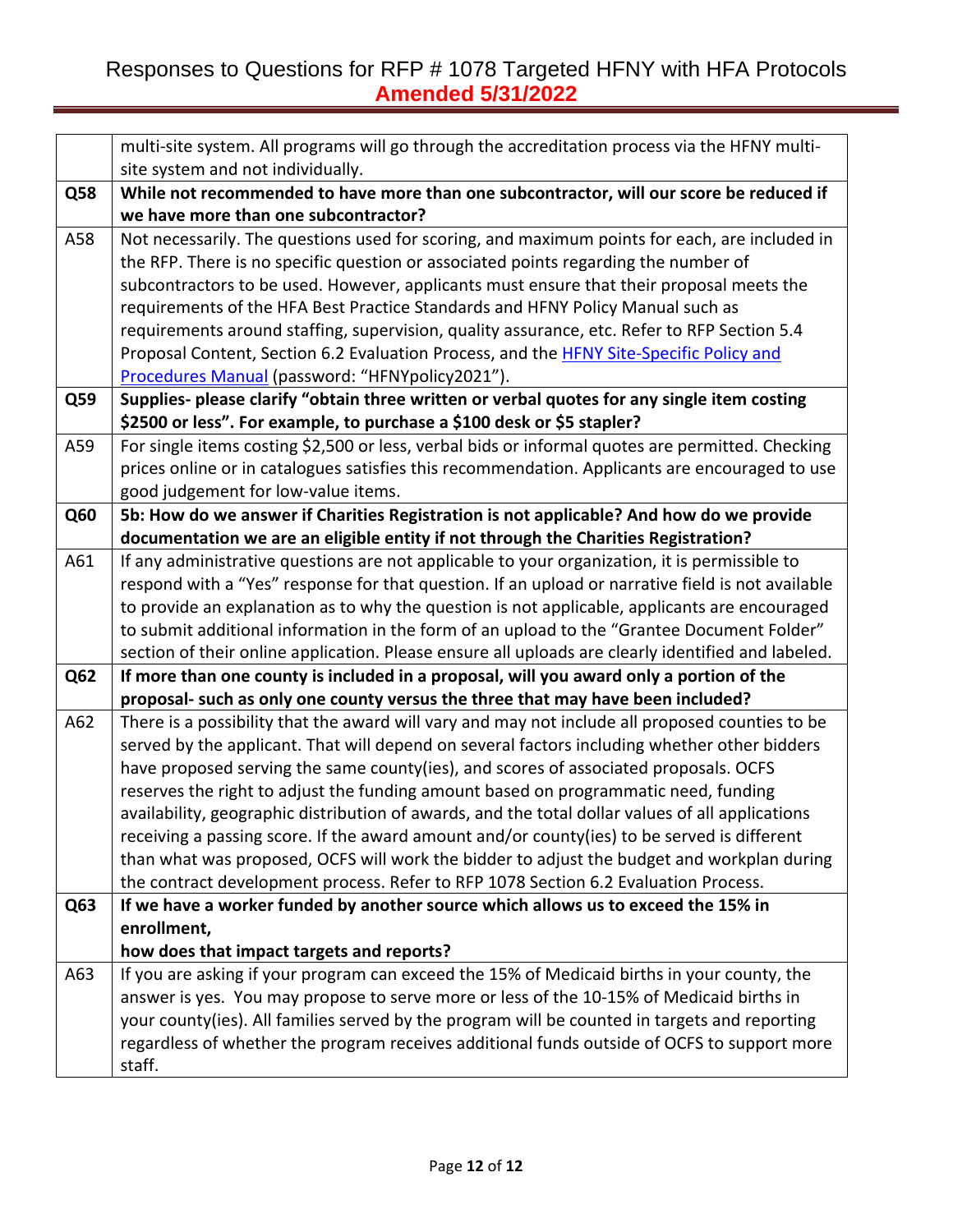| | |
|---|---|
| | multi-site system. All programs will go through the accreditation process via the HFNY multi-site system and not individually. |
| **Q58** | **While not recommended to have more than one subcontractor, will our score be reduced if we have more than one subcontractor?** |
| A58 | Not necessarily. The questions used for scoring, and maximum points for each, are included in the RFP. There is no specific question or associated points regarding the number of subcontractors to be used. However, applicants must ensure that their proposal meets the requirements of the HFA Best Practice Standards and HFNY Policy Manual such as requirements around staffing, supervision, quality assurance, etc. Refer to RFP Section 5.4 Proposal Content, Section 6.2 Evaluation Process, and the HFNY Site-Specific Policy and Procedures Manual (password: "HFNYpolicy2021"). |
| **Q59** | **Supplies- please clarify "obtain three written or verbal quotes for any single item costing $2500 or less". For example, to purchase a $100 desk or $5 stapler?** |
| A59 | For single items costing $2,500 or less, verbal bids or informal quotes are permitted. Checking prices online or in catalogues satisfies this recommendation. Applicants are encouraged to use good judgement for low-value items. |
| **Q60** | **5b: How do we answer if Charities Registration is not applicable? And how do we provide documentation we are an eligible entity if not through the Charities Registration?** |
| A61 | If any administrative questions are not applicable to your organization, it is permissible to respond with a "Yes" response for that question. If an upload or narrative field is not available to provide an explanation as to why the question is not applicable, applicants are encouraged to submit additional information in the form of an upload to the "Grantee Document Folder" section of their online application. Please ensure all uploads are clearly identified and labeled. |
| **Q62** | **If more than one county is included in a proposal, will you award only a portion of the proposal- such as only one county versus the three that may have been included?** |
| A62 | There is a possibility that the award will vary and may not include all proposed counties to be served by the applicant. That will depend on several factors including whether other bidders have proposed serving the same county(ies), and scores of associated proposals. OCFS reserves the right to adjust the funding amount based on programmatic need, funding availability, geographic distribution of awards, and the total dollar values of all applications receiving a passing score. If the award amount and/or county(ies) to be served is different than what was proposed, OCFS will work the bidder to adjust the budget and workplan during the contract development process. Refer to RFP 1078 Section 6.2 Evaluation Process. |
| **Q63** | **If we have a worker funded by another source which allows us to exceed the 15% in enrollment,**<br>**how does that impact targets and reports?** |
| A63 | If you are asking if your program can exceed the 15% of Medicaid births in your county, the answer is yes. You may propose to serve more or less of the 10-15% of Medicaid births in your county(ies). All families served by the program will be counted in targets and reporting regardless of whether the program receives additional funds outside of OCFS to support more staff. |